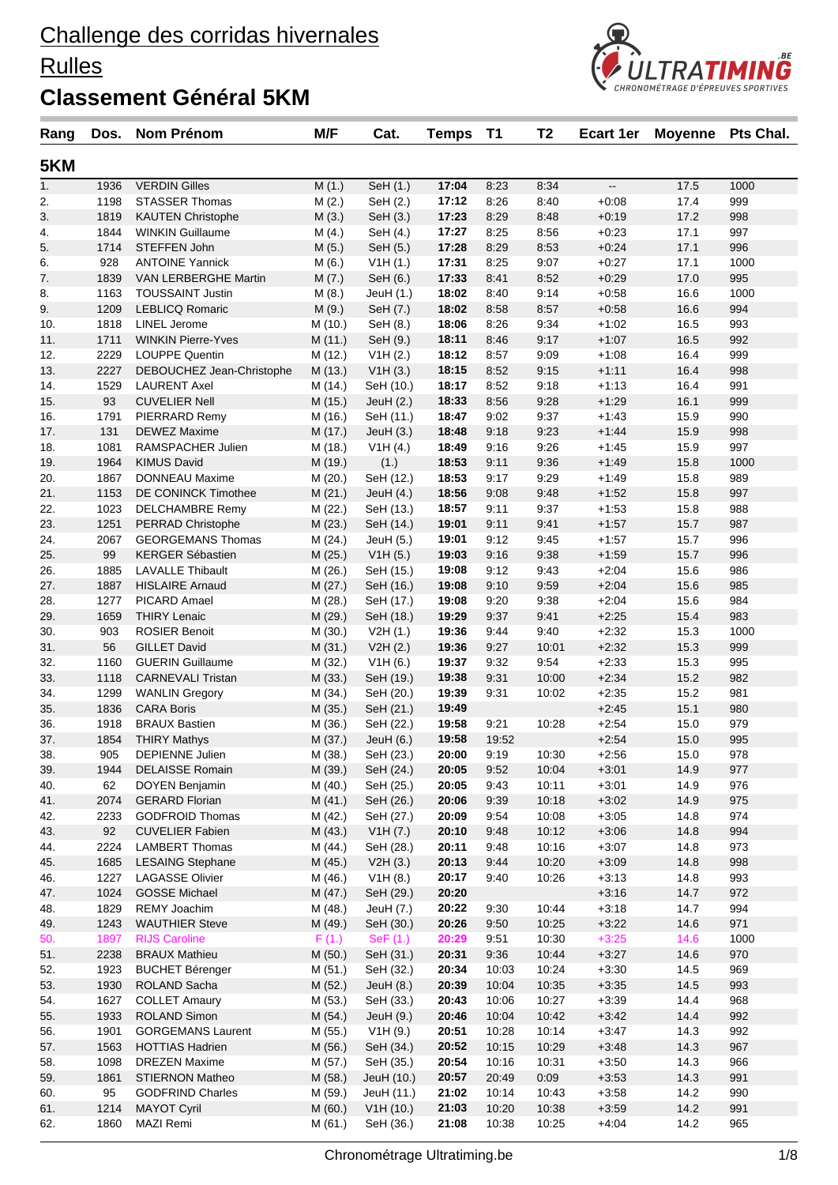# Challenge des corridas hivernales

## Rulles

## Classement Général 5KM

| Rang | Dos. | Nom Prénom | M/F | Cat. | Temps | T1 | T2 | Ecart 1er | Moyenne | Pts Chal. |
|---|---|---|---|---|---|---|---|---|---|---|
| **5KM** | | | | | | | | | | |
| 1. | 1936 | VERDIN Gilles | M (1.) | SeH (1.) | **17:04** | 8:23 | 8:34 | -- | 17.5 | 1000 |
| 2. | 1198 | STASSER Thomas | M (2.) | SeH (2.) | **17:12** | 8:26 | 8:40 | +0:08 | 17.4 | 999 |
| 3. | 1819 | KAUTEN Christophe | M (3.) | SeH (3.) | **17:23** | 8:29 | 8:48 | +0:19 | 17.2 | 998 |
| 4. | 1844 | WINKIN Guillaume | M (4.) | SeH (4.) | **17:27** | 8:25 | 8:56 | +0:23 | 17.1 | 997 |
| 5. | 1714 | STEFFEN John | M (5.) | SeH (5.) | **17:28** | 8:29 | 8:53 | +0:24 | 17.1 | 996 |
| 6. | 928 | ANTOINE Yannick | M (6.) | V1H (1.) | **17:31** | 8:25 | 9:07 | +0:27 | 17.1 | 1000 |
| 7. | 1839 | VAN LERBERGHE Martin | M (7.) | SeH (6.) | **17:33** | 8:41 | 8:52 | +0:29 | 17.0 | 995 |
| 8. | 1163 | TOUSSAINT Justin | M (8.) | JeuH (1.) | **18:02** | 8:40 | 9:14 | +0:58 | 16.6 | 1000 |
| 9. | 1209 | LEBLICQ Romaric | M (9.) | SeH (7.) | **18:02** | 8:58 | 8:57 | +0:58 | 16.6 | 994 |
| 10. | 1818 | LINEL Jerome | M (10.) | SeH (8.) | **18:06** | 8:26 | 9:34 | +1:02 | 16.5 | 993 |
| 11. | 1711 | WINKIN Pierre-Yves | M (11.) | SeH (9.) | **18:11** | 8:46 | 9:17 | +1:07 | 16.5 | 992 |
| 12. | 2229 | LOUPPE Quentin | M (12.) | V1H (2.) | **18:12** | 8:57 | 9:09 | +1:08 | 16.4 | 999 |
| 13. | 2227 | DEBOUCHEZ Jean-Christophe | M (13.) | V1H (3.) | **18:15** | 8:52 | 9:15 | +1:11 | 16.4 | 998 |
| 14. | 1529 | LAURENT Axel | M (14.) | SeH (10.) | **18:17** | 8:52 | 9:18 | +1:13 | 16.4 | 991 |
| 15. | 93 | CUVELIER Nell | M (15.) | JeuH (2.) | **18:33** | 8:56 | 9:28 | +1:29 | 16.1 | 999 |
| 16. | 1791 | PIERRARD Remy | M (16.) | SeH (11.) | **18:47** | 9:02 | 9:37 | +1:43 | 15.9 | 990 |
| 17. | 131 | DEWEZ Maxime | M (17.) | JeuH (3.) | **18:48** | 9:18 | 9:23 | +1:44 | 15.9 | 998 |
| 18. | 1081 | RAMSPACHER Julien | M (18.) | V1H (4.) | **18:49** | 9:16 | 9:26 | +1:45 | 15.9 | 997 |
| 19. | 1964 | KIMUS David | M (19.) | (1.) | **18:53** | 9:11 | 9:36 | +1:49 | 15.8 | 1000 |
| 20. | 1867 | DONNEAU Maxime | M (20.) | SeH (12.) | **18:53** | 9:17 | 9:29 | +1:49 | 15.8 | 989 |
| 21. | 1153 | DE CONINCK Timothee | M (21.) | JeuH (4.) | **18:56** | 9:08 | 9:48 | +1:52 | 15.8 | 997 |
| 22. | 1023 | DELCHAMBRE Remy | M (22.) | SeH (13.) | **18:57** | 9:11 | 9:37 | +1:53 | 15.8 | 988 |
| 23. | 1251 | PERRAD Christophe | M (23.) | SeH (14.) | **19:01** | 9:11 | 9:41 | +1:57 | 15.7 | 987 |
| 24. | 2067 | GEORGEMANS Thomas | M (24.) | JeuH (5.) | **19:01** | 9:12 | 9:45 | +1:57 | 15.7 | 996 |
| 25. | 99 | KERGER Sébastien | M (25.) | V1H (5.) | **19:03** | 9:16 | 9:38 | +1:59 | 15.7 | 996 |
| 26. | 1885 | LAVALLE Thibault | M (26.) | SeH (15.) | **19:08** | 9:12 | 9:43 | +2:04 | 15.6 | 986 |
| 27. | 1887 | HISLAIRE Arnaud | M (27.) | SeH (16.) | **19:08** | 9:10 | 9:59 | +2:04 | 15.6 | 985 |
| 28. | 1277 | PICARD Amael | M (28.) | SeH (17.) | **19:08** | 9:20 | 9:38 | +2:04 | 15.6 | 984 |
| 29. | 1659 | THIRY Lenaic | M (29.) | SeH (18.) | **19:29** | 9:37 | 9:41 | +2:25 | 15.4 | 983 |
| 30. | 903 | ROSIER Benoit | M (30.) | V2H (1.) | **19:36** | 9:44 | 9:40 | +2:32 | 15.3 | 1000 |
| 31. | 56 | GILLET David | M (31.) | V2H (2.) | **19:36** | 9:27 | 10:01 | +2:32 | 15.3 | 999 |
| 32. | 1160 | GUERIN Guillaume | M (32.) | V1H (6.) | **19:37** | 9:32 | 9:54 | +2:33 | 15.3 | 995 |
| 33. | 1118 | CARNEVALI Tristan | M (33.) | SeH (19.) | **19:38** | 9:31 | 10:00 | +2:34 | 15.2 | 982 |
| 34. | 1299 | WANLIN Gregory | M (34.) | SeH (20.) | **19:39** | 9:31 | 10:02 | +2:35 | 15.2 | 981 |
| 35. | 1836 | CARA Boris | M (35.) | SeH (21.) | **19:49** | | | +2:45 | 15.1 | 980 |
| 36. | 1918 | BRAUX Bastien | M (36.) | SeH (22.) | **19:58** | 9:21 | 10:28 | +2:54 | 15.0 | 979 |
| 37. | 1854 | THIRY Mathys | M (37.) | JeuH (6.) | **19:58** | 19:52 | | +2:54 | 15.0 | 995 |
| 38. | 905 | DEPIENNE Julien | M (38.) | SeH (23.) | **20:00** | 9:19 | 10:30 | +2:56 | 15.0 | 978 |
| 39. | 1944 | DELAISSE Romain | M (39.) | SeH (24.) | **20:05** | 9:52 | 10:04 | +3:01 | 14.9 | 977 |
| 40. | 62 | DOYEN Benjamin | M (40.) | SeH (25.) | **20:05** | 9:43 | 10:11 | +3:01 | 14.9 | 976 |
| 41. | 2074 | GERARD Florian | M (41.) | SeH (26.) | **20:06** | 9:39 | 10:18 | +3:02 | 14.9 | 975 |
| 42. | 2233 | GODFROID Thomas | M (42.) | SeH (27.) | **20:09** | 9:54 | 10:08 | +3:05 | 14.8 | 974 |
| 43. | 92 | CUVELIER Fabien | M (43.) | V1H (7.) | **20:10** | 9:48 | 10:12 | +3:06 | 14.8 | 994 |
| 44. | 2224 | LAMBERT Thomas | M (44.) | SeH (28.) | **20:11** | 9:48 | 10:16 | +3:07 | 14.8 | 973 |
| 45. | 1685 | LESAING Stephane | M (45.) | V2H (3.) | **20:13** | 9:44 | 10:20 | +3:09 | 14.8 | 998 |
| 46. | 1227 | LAGASSE Olivier | M (46.) | V1H (8.) | **20:17** | 9:40 | 10:26 | +3:13 | 14.8 | 993 |
| 47. | 1024 | GOSSE Michael | M (47.) | SeH (29.) | **20:20** | | | +3:16 | 14.7 | 972 |
| 48. | 1829 | REMY Joachim | M (48.) | JeuH (7.) | **20:22** | 9:30 | 10:44 | +3:18 | 14.7 | 994 |
| 49. | 1243 | WAUTHIER Steve | M (49.) | SeH (30.) | **20:26** | 9:50 | 10:25 | +3:22 | 14.6 | 971 |
| 50. | 1897 | RIJS Caroline | F (1.) | SeF (1.) | **20:29** | 9:51 | 10:30 | +3:25 | 14.6 | 1000 |
| 51. | 2238 | BRAUX Mathieu | M (50.) | SeH (31.) | **20:31** | 9:36 | 10:44 | +3:27 | 14.6 | 970 |
| 52. | 1923 | BUCHET Bérenger | M (51.) | SeH (32.) | **20:34** | 10:03 | 10:24 | +3:30 | 14.5 | 969 |
| 53. | 1930 | ROLAND Sacha | M (52.) | JeuH (8.) | **20:39** | 10:04 | 10:35 | +3:35 | 14.5 | 993 |
| 54. | 1627 | COLLET Amaury | M (53.) | SeH (33.) | **20:43** | 10:06 | 10:27 | +3:39 | 14.4 | 968 |
| 55. | 1933 | ROLAND Simon | M (54.) | JeuH (9.) | **20:46** | 10:04 | 10:42 | +3:42 | 14.4 | 992 |
| 56. | 1901 | GORGEMANS Laurent | M (55.) | V1H (9.) | **20:51** | 10:28 | 10:14 | +3:47 | 14.3 | 992 |
| 57. | 1563 | HOTTIAS Hadrien | M (56.) | SeH (34.) | **20:52** | 10:15 | 10:29 | +3:48 | 14.3 | 967 |
| 58. | 1098 | DREZEN Maxime | M (57.) | SeH (35.) | **20:54** | 10:16 | 10:31 | +3:50 | 14.3 | 966 |
| 59. | 1861 | STIERNON Matheo | M (58.) | JeuH (10.) | **20:57** | 20:49 | 0:09 | +3:53 | 14.3 | 991 |
| 60. | 95 | GODFRIND Charles | M (59.) | JeuH (11.) | **21:02** | 10:14 | 10:43 | +3:58 | 14.2 | 990 |
| 61. | 1214 | MAYOT Cyril | M (60.) | V1H (10.) | **21:03** | 10:20 | 10:38 | +3:59 | 14.2 | 991 |
| 62. | 1860 | MAZI Remi | M (61.) | SeH (36.) | **21:08** | 10:38 | 10:25 | +4:04 | 14.2 | 965 |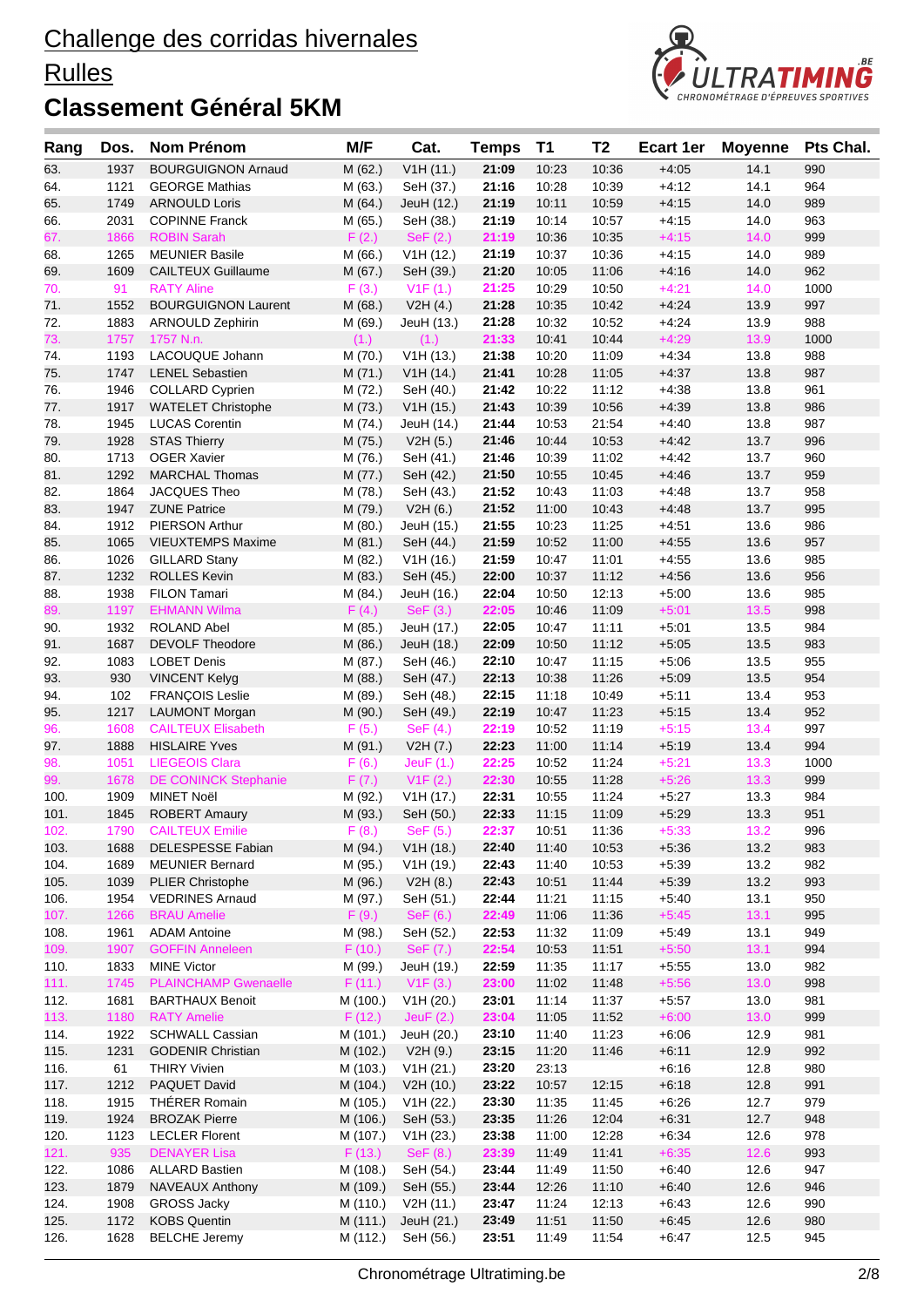# Challenge des corridas hivernales

## Rulles

## Classement Général 5KM

| Rang | Dos. | Nom Prénom | M/F | Cat. | Temps | T1 | T2 | Ecart 1er | Moyenne | Pts Chal. |
|---|---|---|---|---|---|---|---|---|---|---|
| 63. | 1937 | BOURGUIGNON Arnaud | M (62.) | V1H (11.) | **21:09** | 10:23 | 10:36 | +4:05 | 14.1 | 990 |
| 64. | 1121 | GEORGE Mathias | M (63.) | SeH (37.) | **21:16** | 10:28 | 10:39 | +4:12 | 14.1 | 964 |
| 65. | 1749 | ARNOULD Loris | M (64.) | JeuH (12.) | **21:19** | 10:11 | 10:59 | +4:15 | 14.0 | 989 |
| 66. | 2031 | COPINNE Franck | M (65.) | SeH (38.) | **21:19** | 10:14 | 10:57 | +4:15 | 14.0 | 963 |
| 67. | 1866 | ROBIN Sarah | F (2.) | SeF (2.) | **21:19** | 10:36 | 10:35 | +4:15 | 14.0 | 999 |
| 68. | 1265 | MEUNIER Basile | M (66.) | V1H (12.) | **21:19** | 10:37 | 10:36 | +4:15 | 14.0 | 989 |
| 69. | 1609 | CAILTEUX Guillaume | M (67.) | SeH (39.) | **21:20** | 10:05 | 11:06 | +4:16 | 14.0 | 962 |
| 70. | 91 | RATY Aline | F (3.) | V1F (1.) | **21:25** | 10:29 | 10:50 | +4:21 | 14.0 | 1000 |
| 71. | 1552 | BOURGUIGNON Laurent | M (68.) | V2H (4.) | **21:28** | 10:35 | 10:42 | +4:24 | 13.9 | 997 |
| 72. | 1883 | ARNOULD Zephirin | M (69.) | JeuH (13.) | **21:28** | 10:32 | 10:52 | +4:24 | 13.9 | 988 |
| 73. | 1757 | 1757 N.n. | (1.) | (1.) | **21:33** | 10:41 | 10:44 | +4:29 | 13.9 | 1000 |
| 74. | 1193 | LACOUQUE Johann | M (70.) | V1H (13.) | **21:38** | 10:20 | 11:09 | +4:34 | 13.8 | 988 |
| 75. | 1747 | LENEL Sebastien | M (71.) | V1H (14.) | **21:41** | 10:28 | 11:05 | +4:37 | 13.8 | 987 |
| 76. | 1946 | COLLARD Cyprien | M (72.) | SeH (40.) | **21:42** | 10:22 | 11:12 | +4:38 | 13.8 | 961 |
| 77. | 1917 | WATELET Christophe | M (73.) | V1H (15.) | **21:43** | 10:39 | 10:56 | +4:39 | 13.8 | 986 |
| 78. | 1945 | LUCAS Corentin | M (74.) | JeuH (14.) | **21:44** | 10:53 | 21:54 | +4:40 | 13.8 | 987 |
| 79. | 1928 | STAS Thierry | M (75.) | V2H (5.) | **21:46** | 10:44 | 10:53 | +4:42 | 13.7 | 996 |
| 80. | 1713 | OGER Xavier | M (76.) | SeH (41.) | **21:46** | 10:39 | 11:02 | +4:42 | 13.7 | 960 |
| 81. | 1292 | MARCHAL Thomas | M (77.) | SeH (42.) | **21:50** | 10:55 | 10:45 | +4:46 | 13.7 | 959 |
| 82. | 1864 | JACQUES Theo | M (78.) | SeH (43.) | **21:52** | 10:43 | 11:03 | +4:48 | 13.7 | 958 |
| 83. | 1947 | ZUNE Patrice | M (79.) | V2H (6.) | **21:52** | 11:00 | 10:43 | +4:48 | 13.7 | 995 |
| 84. | 1912 | PIERSON Arthur | M (80.) | JeuH (15.) | **21:55** | 10:23 | 11:25 | +4:51 | 13.6 | 986 |
| 85. | 1065 | VIEUXTEMPS Maxime | M (81.) | SeH (44.) | **21:59** | 10:52 | 11:00 | +4:55 | 13.6 | 957 |
| 86. | 1026 | GILLARD Stany | M (82.) | V1H (16.) | **21:59** | 10:47 | 11:01 | +4:55 | 13.6 | 985 |
| 87. | 1232 | ROLLES Kevin | M (83.) | SeH (45.) | **22:00** | 10:37 | 11:12 | +4:56 | 13.6 | 956 |
| 88. | 1938 | FILON Tamari | M (84.) | JeuH (16.) | **22:04** | 10:50 | 12:13 | +5:00 | 13.6 | 985 |
| 89. | 1197 | EHMANN Wilma | F (4.) | SeF (3.) | **22:05** | 10:46 | 11:09 | +5:01 | 13.5 | 998 |
| 90. | 1932 | ROLAND Abel | M (85.) | JeuH (17.) | **22:05** | 10:47 | 11:11 | +5:01 | 13.5 | 984 |
| 91. | 1687 | DEVOLF Theodore | M (86.) | JeuH (18.) | **22:09** | 10:50 | 11:12 | +5:05 | 13.5 | 983 |
| 92. | 1083 | LOBET Denis | M (87.) | SeH (46.) | **22:10** | 10:47 | 11:15 | +5:06 | 13.5 | 955 |
| 93. | 930 | VINCENT Kelyg | M (88.) | SeH (47.) | **22:13** | 10:38 | 11:26 | +5:09 | 13.5 | 954 |
| 94. | 102 | FRANÇOIS Leslie | M (89.) | SeH (48.) | **22:15** | 11:18 | 10:49 | +5:11 | 13.4 | 953 |
| 95. | 1217 | LAUMONT Morgan | M (90.) | SeH (49.) | **22:19** | 10:47 | 11:23 | +5:15 | 13.4 | 952 |
| 96. | 1608 | CAILTEUX Elisabeth | F (5.) | SeF (4.) | **22:19** | 10:52 | 11:19 | +5:15 | 13.4 | 997 |
| 97. | 1888 | HISLAIRE Yves | M (91.) | V2H (7.) | **22:23** | 11:00 | 11:14 | +5:19 | 13.4 | 994 |
| 98. | 1051 | LIEGEOIS Clara | F (6.) | JeuF (1.) | **22:25** | 10:52 | 11:24 | +5:21 | 13.3 | 1000 |
| 99. | 1678 | DE CONINCK Stephanie | F (7.) | V1F (2.) | **22:30** | 10:55 | 11:28 | +5:26 | 13.3 | 999 |
| 100. | 1909 | MINET Noël | M (92.) | V1H (17.) | **22:31** | 10:55 | 11:24 | +5:27 | 13.3 | 984 |
| 101. | 1845 | ROBERT Amaury | M (93.) | SeH (50.) | **22:33** | 11:15 | 11:09 | +5:29 | 13.3 | 951 |
| 102. | 1790 | CAILTEUX Emilie | F (8.) | SeF (5.) | **22:37** | 10:51 | 11:36 | +5:33 | 13.2 | 996 |
| 103. | 1688 | DELESPESSE Fabian | M (94.) | V1H (18.) | **22:40** | 11:40 | 10:53 | +5:36 | 13.2 | 983 |
| 104. | 1689 | MEUNIER Bernard | M (95.) | V1H (19.) | **22:43** | 11:40 | 10:53 | +5:39 | 13.2 | 982 |
| 105. | 1039 | PLIER Christophe | M (96.) | V2H (8.) | **22:43** | 10:51 | 11:44 | +5:39 | 13.2 | 993 |
| 106. | 1954 | VEDRINES Arnaud | M (97.) | SeH (51.) | **22:44** | 11:21 | 11:15 | +5:40 | 13.1 | 950 |
| 107. | 1266 | BRAU Amelie | F (9.) | SeF (6.) | **22:49** | 11:06 | 11:36 | +5:45 | 13.1 | 995 |
| 108. | 1961 | ADAM Antoine | M (98.) | SeH (52.) | **22:53** | 11:32 | 11:09 | +5:49 | 13.1 | 949 |
| 109. | 1907 | GOFFIN Anneleen | F (10.) | SeF (7.) | **22:54** | 10:53 | 11:51 | +5:50 | 13.1 | 994 |
| 110. | 1833 | MINE Victor | M (99.) | JeuH (19.) | **22:59** | 11:35 | 11:17 | +5:55 | 13.0 | 982 |
| 111. | 1745 | PLAINCHAMP Gwenaelle | F (11.) | V1F (3.) | **23:00** | 11:02 | 11:48 | +5:56 | 13.0 | 998 |
| 112. | 1681 | BARTHAUX Benoit | M (100.) | V1H (20.) | **23:01** | 11:14 | 11:37 | +5:57 | 13.0 | 981 |
| 113. | 1180 | RATY Amelie | F (12.) | JeuF (2.) | **23:04** | 11:05 | 11:52 | +6:00 | 13.0 | 999 |
| 114. | 1922 | SCHWALL Cassian | M (101.) | JeuH (20.) | **23:10** | 11:40 | 11:23 | +6:06 | 12.9 | 981 |
| 115. | 1231 | GODENIR Christian | M (102.) | V2H (9.) | **23:15** | 11:20 | 11:46 | +6:11 | 12.9 | 992 |
| 116. | 61 | THIRY Vivien | M (103.) | V1H (21.) | **23:20** | 23:13 | | +6:16 | 12.8 | 980 |
| 117. | 1212 | PAQUET David | M (104.) | V2H (10.) | **23:22** | 10:57 | 12:15 | +6:18 | 12.8 | 991 |
| 118. | 1915 | THÉRER Romain | M (105.) | V1H (22.) | **23:30** | 11:35 | 11:45 | +6:26 | 12.7 | 979 |
| 119. | 1924 | BROZAK Pierre | M (106.) | SeH (53.) | **23:35** | 11:26 | 12:04 | +6:31 | 12.7 | 948 |
| 120. | 1123 | LECLER Florent | M (107.) | V1H (23.) | **23:38** | 11:00 | 12:28 | +6:34 | 12.6 | 978 |
| 121. | 935 | DENAYER Lisa | F (13.) | SeF (8.) | **23:39** | 11:49 | 11:41 | +6:35 | 12.6 | 993 |
| 122. | 1086 | ALLARD Bastien | M (108.) | SeH (54.) | **23:44** | 11:49 | 11:50 | +6:40 | 12.6 | 947 |
| 123. | 1879 | NAVEAUX Anthony | M (109.) | SeH (55.) | **23:44** | 12:26 | 11:10 | +6:40 | 12.6 | 946 |
| 124. | 1908 | GROSS Jacky | M (110.) | V2H (11.) | **23:47** | 11:24 | 12:13 | +6:43 | 12.6 | 990 |
| 125. | 1172 | KOBS Quentin | M (111.) | JeuH (21.) | **23:49** | 11:51 | 11:50 | +6:45 | 12.6 | 980 |
| 126. | 1628 | BELCHE Jeremy | M (112.) | SeH (56.) | **23:51** | 11:49 | 11:54 | +6:47 | 12.5 | 945 |

Chronométrage Ultratiming.be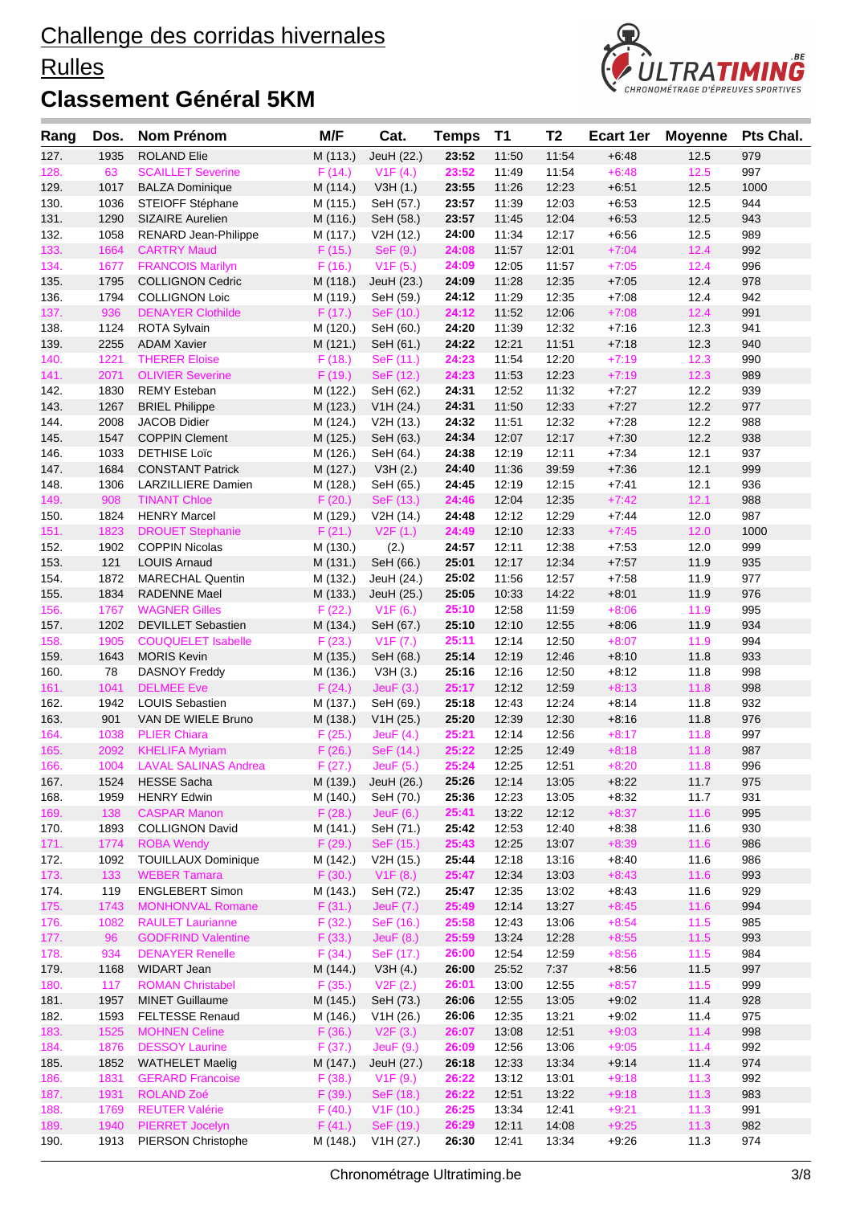# Challenge des corridas hivernales

## Rulles

## Classement Général 5KM

| Rang | Dos. | Nom Prénom | M/F | Cat. | Temps | T1 | T2 | Ecart 1er | Moyenne | Pts Chal. |
|---|---|---|---|---|---|---|---|---|---|---|
| 127. | 1935 | ROLAND Elie | M (113.) | JeuH (22.) | **23:52** | 11:50 | 11:54 | +6:48 | 12.5 | 979 |
| 128. | 63 | SCAILLET Severine | F (14.) | V1F (4.) | **23:52** | 11:49 | 11:54 | +6:48 | 12.5 | 997 |
| 129. | 1017 | BALZA Dominique | M (114.) | V3H (1.) | **23:55** | 11:26 | 12:23 | +6:51 | 12.5 | 1000 |
| 130. | 1036 | STEIOFF Stéphane | M (115.) | SeH (57.) | **23:57** | 11:39 | 12:03 | +6:53 | 12.5 | 944 |
| 131. | 1290 | SIZAIRE Aurelien | M (116.) | SeH (58.) | **23:57** | 11:45 | 12:04 | +6:53 | 12.5 | 943 |
| 132. | 1058 | RENARD Jean-Philippe | M (117.) | V2H (12.) | **24:00** | 11:34 | 12:17 | +6:56 | 12.5 | 989 |
| 133. | 1664 | CARTRY Maud | F (15.) | SeF (9.) | **24:08** | 11:57 | 12:01 | +7:04 | 12.4 | 992 |
| 134. | 1677 | FRANCOIS Marilyn | F (16.) | V1F (5.) | **24:09** | 12:05 | 11:57 | +7:05 | 12.4 | 996 |
| 135. | 1795 | COLLIGNON Cedric | M (118.) | JeuH (23.) | **24:09** | 11:28 | 12:35 | +7:05 | 12.4 | 978 |
| 136. | 1794 | COLLIGNON Loic | M (119.) | SeH (59.) | **24:12** | 11:29 | 12:35 | +7:08 | 12.4 | 942 |
| 137. | 936 | DENAYER Clothilde | F (17.) | SeF (10.) | **24:12** | 11:52 | 12:06 | +7:08 | 12.4 | 991 |
| 138. | 1124 | ROTA Sylvain | M (120.) | SeH (60.) | **24:20** | 11:39 | 12:32 | +7:16 | 12.3 | 941 |
| 139. | 2255 | ADAM Xavier | M (121.) | SeH (61.) | **24:22** | 12:21 | 11:51 | +7:18 | 12.3 | 940 |
| 140. | 1221 | THERER Eloise | F (18.) | SeF (11.) | **24:23** | 11:54 | 12:20 | +7:19 | 12.3 | 990 |
| 141. | 2071 | OLIVIER Severine | F (19.) | SeF (12.) | **24:23** | 11:53 | 12:23 | +7:19 | 12.3 | 989 |
| 142. | 1830 | REMY Esteban | M (122.) | SeH (62.) | **24:31** | 12:52 | 11:32 | +7:27 | 12.2 | 939 |
| 143. | 1267 | BRIEL Philippe | M (123.) | V1H (24.) | **24:31** | 11:50 | 12:33 | +7:27 | 12.2 | 977 |
| 144. | 2008 | JACOB Didier | M (124.) | V2H (13.) | **24:32** | 11:51 | 12:32 | +7:28 | 12.2 | 988 |
| 145. | 1547 | COPPIN Clement | M (125.) | SeH (63.) | **24:34** | 12:07 | 12:17 | +7:30 | 12.2 | 938 |
| 146. | 1033 | DETHISE Loïc | M (126.) | SeH (64.) | **24:38** | 12:19 | 12:11 | +7:34 | 12.1 | 937 |
| 147. | 1684 | CONSTANT Patrick | M (127.) | V3H (2.) | **24:40** | 11:36 | 39:59 | +7:36 | 12.1 | 999 |
| 148. | 1306 | LARZILLIERE Damien | M (128.) | SeH (65.) | **24:45** | 12:19 | 12:15 | +7:41 | 12.1 | 936 |
| 149. | 908 | TINANT Chloe | F (20.) | SeF (13.) | **24:46** | 12:04 | 12:35 | +7:42 | 12.1 | 988 |
| 150. | 1824 | HENRY Marcel | M (129.) | V2H (14.) | **24:48** | 12:12 | 12:29 | +7:44 | 12.0 | 987 |
| 151. | 1823 | DROUET Stephanie | F (21.) | V2F (1.) | **24:49** | 12:10 | 12:33 | +7:45 | 12.0 | 1000 |
| 152. | 1902 | COPPIN Nicolas | M (130.) | (2.) | **24:57** | 12:11 | 12:38 | +7:53 | 12.0 | 999 |
| 153. | 121 | LOUIS Arnaud | M (131.) | SeH (66.) | **25:01** | 12:17 | 12:34 | +7:57 | 11.9 | 935 |
| 154. | 1872 | MARECHAL Quentin | M (132.) | JeuH (24.) | **25:02** | 11:56 | 12:57 | +7:58 | 11.9 | 977 |
| 155. | 1834 | RADENNE Mael | M (133.) | JeuH (25.) | **25:05** | 10:33 | 14:22 | +8:01 | 11.9 | 976 |
| 156. | 1767 | WAGNER Gilles | F (22.) | V1F (6.) | **25:10** | 12:58 | 11:59 | +8:06 | 11.9 | 995 |
| 157. | 1202 | DEVILLET Sebastien | M (134.) | SeH (67.) | **25:10** | 12:10 | 12:55 | +8:06 | 11.9 | 934 |
| 158. | 1905 | COUQUELET Isabelle | F (23.) | V1F (7.) | **25:11** | 12:14 | 12:50 | +8:07 | 11.9 | 994 |
| 159. | 1643 | MORIS Kevin | M (135.) | SeH (68.) | **25:14** | 12:19 | 12:46 | +8:10 | 11.8 | 933 |
| 160. | 78 | DASNOY Freddy | M (136.) | V3H (3.) | **25:16** | 12:16 | 12:50 | +8:12 | 11.8 | 998 |
| 161. | 1041 | DELMEE Eve | F (24.) | JeuF (3.) | **25:17** | 12:12 | 12:59 | +8:13 | 11.8 | 998 |
| 162. | 1942 | LOUIS Sebastien | M (137.) | SeH (69.) | **25:18** | 12:43 | 12:24 | +8:14 | 11.8 | 932 |
| 163. | 901 | VAN DE WIELE Bruno | M (138.) | V1H (25.) | **25:20** | 12:39 | 12:30 | +8:16 | 11.8 | 976 |
| 164. | 1038 | PLIER Chiara | F (25.) | JeuF (4.) | **25:21** | 12:14 | 12:56 | +8:17 | 11.8 | 997 |
| 165. | 2092 | KHELIFA Myriam | F (26.) | SeF (14.) | **25:22** | 12:25 | 12:49 | +8:18 | 11.8 | 987 |
| 166. | 1004 | LAVAL SALINAS Andrea | F (27.) | JeuF (5.) | **25:24** | 12:25 | 12:51 | +8:20 | 11.8 | 996 |
| 167. | 1524 | HESSE Sacha | M (139.) | JeuH (26.) | **25:26** | 12:14 | 13:05 | +8:22 | 11.7 | 975 |
| 168. | 1959 | HENRY Edwin | M (140.) | SeH (70.) | **25:36** | 12:23 | 13:05 | +8:32 | 11.7 | 931 |
| 169. | 138 | CASPAR Manon | F (28.) | JeuF (6.) | **25:41** | 13:22 | 12:12 | +8:37 | 11.6 | 995 |
| 170. | 1893 | COLLIGNON David | M (141.) | SeH (71.) | **25:42** | 12:53 | 12:40 | +8:38 | 11.6 | 930 |
| 171. | 1774 | ROBA Wendy | F (29.) | SeF (15.) | **25:43** | 12:25 | 13:07 | +8:39 | 11.6 | 986 |
| 172. | 1092 | TOUILLAUX Dominique | M (142.) | V2H (15.) | **25:44** | 12:18 | 13:16 | +8:40 | 11.6 | 986 |
| 173. | 133 | WEBER Tamara | F (30.) | V1F (8.) | **25:47** | 12:34 | 13:03 | +8:43 | 11.6 | 993 |
| 174. | 119 | ENGLEBERT Simon | M (143.) | SeH (72.) | **25:47** | 12:35 | 13:02 | +8:43 | 11.6 | 929 |
| 175. | 1743 | MONHONVAL Romane | F (31.) | JeuF (7.) | **25:49** | 12:14 | 13:27 | +8:45 | 11.6 | 994 |
| 176. | 1082 | RAULET Laurianne | F (32.) | SeF (16.) | **25:58** | 12:43 | 13:06 | +8:54 | 11.5 | 985 |
| 177. | 96 | GODFRIND Valentine | F (33.) | JeuF (8.) | **25:59** | 13:24 | 12:28 | +8:55 | 11.5 | 993 |
| 178. | 934 | DENAYER Renelle | F (34.) | SeF (17.) | **26:00** | 12:54 | 12:59 | +8:56 | 11.5 | 984 |
| 179. | 1168 | WIDART Jean | M (144.) | V3H (4.) | **26:00** | 25:52 | 7:37 | +8:56 | 11.5 | 997 |
| 180. | 117 | ROMAN Christabel | F (35.) | V2F (2.) | **26:01** | 13:00 | 12:55 | +8:57 | 11.5 | 999 |
| 181. | 1957 | MINET Guillaume | M (145.) | SeH (73.) | **26:06** | 12:55 | 13:05 | +9:02 | 11.4 | 928 |
| 182. | 1593 | FELTESSE Renaud | M (146.) | V1H (26.) | **26:06** | 12:35 | 13:21 | +9:02 | 11.4 | 975 |
| 183. | 1525 | MOHNEN Celine | F (36.) | V2F (3.) | **26:07** | 13:08 | 12:51 | +9:03 | 11.4 | 998 |
| 184. | 1876 | DESSOY Laurine | F (37.) | JeuF (9.) | **26:09** | 12:56 | 13:06 | +9:05 | 11.4 | 992 |
| 185. | 1852 | WATHELET Maelig | M (147.) | JeuH (27.) | **26:18** | 12:33 | 13:34 | +9:14 | 11.4 | 974 |
| 186. | 1831 | GERARD Francoise | F (38.) | V1F (9.) | **26:22** | 13:12 | 13:01 | +9:18 | 11.3 | 992 |
| 187. | 1931 | ROLAND Zoé | F (39.) | SeF (18.) | **26:22** | 12:51 | 13:22 | +9:18 | 11.3 | 983 |
| 188. | 1769 | REUTER Valérie | F (40.) | V1F (10.) | **26:25** | 13:34 | 12:41 | +9:21 | 11.3 | 991 |
| 189. | 1940 | PIERRET Jocelyn | F (41.) | SeF (19.) | **26:29** | 12:11 | 14:08 | +9:25 | 11.3 | 982 |
| 190. | 1913 | PIERSON Christophe | M (148.) | V1H (27.) | **26:30** | 12:41 | 13:34 | +9:26 | 11.3 | 974 |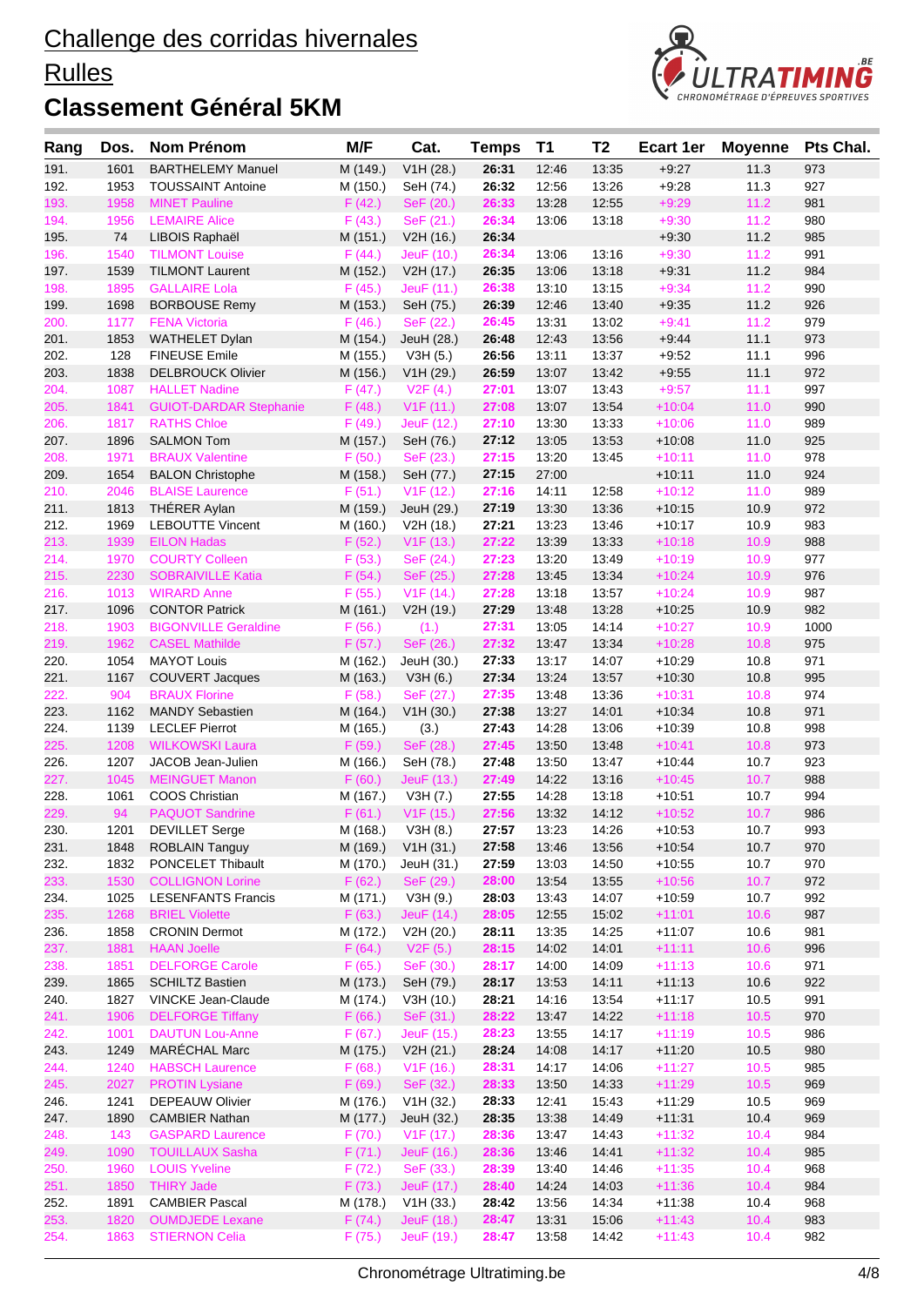# Challenge des corridas hivernales

## Rulles

## Classement Général 5KM

| Rang | Dos. | Nom Prénom | M/F | Cat. | Temps | T1 | T2 | Ecart 1er | Moyenne | Pts Chal. |
|---|---|---|---|---|---|---|---|---|---|---|
| 191. | 1601 | BARTHELEMY Manuel | M (149.) | V1H (28.) | **26:31** | 12:46 | 13:35 | +9:27 | 11.3 | 973 |
| 192. | 1953 | TOUSSAINT Antoine | M (150.) | SeH (74.) | **26:32** | 12:56 | 13:26 | +9:28 | 11.3 | 927 |
| 193. | 1958 | MINET Pauline | F (42.) | SeF (20.) | **26:33** | 13:28 | 12:55 | +9:29 | 11.2 | 981 |
| 194. | 1956 | LEMAIRE Alice | F (43.) | SeF (21.) | **26:34** | 13:06 | 13:18 | +9:30 | 11.2 | 980 |
| 195. | 74 | LIBOIS Raphaël | M (151.) | V2H (16.) | **26:34** | | | +9:30 | 11.2 | 985 |
| 196. | 1540 | TILMONT Louise | F (44.) | JeuF (10.) | **26:34** | 13:06 | 13:16 | +9:30 | 11.2 | 991 |
| 197. | 1539 | TILMONT Laurent | M (152.) | V2H (17.) | **26:35** | 13:06 | 13:18 | +9:31 | 11.2 | 984 |
| 198. | 1895 | GALLAIRE Lola | F (45.) | JeuF (11.) | **26:38** | 13:10 | 13:15 | +9:34 | 11.2 | 990 |
| 199. | 1698 | BORBOUSE Remy | M (153.) | SeH (75.) | **26:39** | 12:46 | 13:40 | +9:35 | 11.2 | 926 |
| 200. | 1177 | FENA Victoria | F (46.) | SeF (22.) | **26:45** | 13:31 | 13:02 | +9:41 | 11.2 | 979 |
| 201. | 1853 | WATHELET Dylan | M (154.) | JeuH (28.) | **26:48** | 12:43 | 13:56 | +9:44 | 11.1 | 973 |
| 202. | 128 | FINEUSE Emile | M (155.) | V3H (5.) | **26:56** | 13:11 | 13:37 | +9:52 | 11.1 | 996 |
| 203. | 1838 | DELBROUCK Olivier | M (156.) | V1H (29.) | **26:59** | 13:07 | 13:42 | +9:55 | 11.1 | 972 |
| 204. | 1087 | HALLET Nadine | F (47.) | V2F (4.) | **27:01** | 13:07 | 13:43 | +9:57 | 11.1 | 997 |
| 205. | 1841 | GUIOT-DARDAR Stephanie | F (48.) | V1F (11.) | **27:08** | 13:07 | 13:54 | +10:04 | 11.0 | 990 |
| 206. | 1817 | RATHS Chloe | F (49.) | JeuF (12.) | **27:10** | 13:30 | 13:33 | +10:06 | 11.0 | 989 |
| 207. | 1896 | SALMON Tom | M (157.) | SeH (76.) | **27:12** | 13:05 | 13:53 | +10:08 | 11.0 | 925 |
| 208. | 1971 | BRAUX Valentine | F (50.) | SeF (23.) | **27:15** | 13:20 | 13:45 | +10:11 | 11.0 | 978 |
| 209. | 1654 | BALON Christophe | M (158.) | SeH (77.) | **27:15** | 27:00 | | +10:11 | 11.0 | 924 |
| 210. | 2046 | BLAISE Laurence | F (51.) | V1F (12.) | **27:16** | 14:11 | 12:58 | +10:12 | 11.0 | 989 |
| 211. | 1813 | THÉRER Aylan | M (159.) | JeuH (29.) | **27:19** | 13:30 | 13:36 | +10:15 | 10.9 | 972 |
| 212. | 1969 | LEBOUTTE Vincent | M (160.) | V2H (18.) | **27:21** | 13:23 | 13:46 | +10:17 | 10.9 | 983 |
| 213. | 1939 | EILON Hadas | F (52.) | V1F (13.) | **27:22** | 13:39 | 13:33 | +10:18 | 10.9 | 988 |
| 214. | 1970 | COURTY Colleen | F (53.) | SeF (24.) | **27:23** | 13:20 | 13:49 | +10:19 | 10.9 | 977 |
| 215. | 2230 | SOBRAIVILLE Katia | F (54.) | SeF (25.) | **27:28** | 13:45 | 13:34 | +10:24 | 10.9 | 976 |
| 216. | 1013 | WIRARD Anne | F (55.) | V1F (14.) | **27:28** | 13:18 | 13:57 | +10:24 | 10.9 | 987 |
| 217. | 1096 | CONTOR Patrick | M (161.) | V2H (19.) | **27:29** | 13:48 | 13:28 | +10:25 | 10.9 | 982 |
| 218. | 1903 | BIGONVILLE Geraldine | F (56.) | (1.) | **27:31** | 13:05 | 14:14 | +10:27 | 10.9 | 1000 |
| 219. | 1962 | CASEL Mathilde | F (57.) | SeF (26.) | **27:32** | 13:47 | 13:34 | +10:28 | 10.8 | 975 |
| 220. | 1054 | MAYOT Louis | M (162.) | JeuH (30.) | **27:33** | 13:17 | 14:07 | +10:29 | 10.8 | 971 |
| 221. | 1167 | COUVERT Jacques | M (163.) | V3H (6.) | **27:34** | 13:24 | 13:57 | +10:30 | 10.8 | 995 |
| 222. | 904 | BRAUX Florine | F (58.) | SeF (27.) | **27:35** | 13:48 | 13:36 | +10:31 | 10.8 | 974 |
| 223. | 1162 | MANDY Sebastien | M (164.) | V1H (30.) | **27:38** | 13:27 | 14:01 | +10:34 | 10.8 | 971 |
| 224. | 1139 | LECLEF Pierrot | M (165.) | (3.) | **27:43** | 14:28 | 13:06 | +10:39 | 10.8 | 998 |
| 225. | 1208 | WILKOWSKI Laura | F (59.) | SeF (28.) | **27:45** | 13:50 | 13:48 | +10:41 | 10.8 | 973 |
| 226. | 1207 | JACOB Jean-Julien | M (166.) | SeH (78.) | **27:48** | 13:50 | 13:47 | +10:44 | 10.7 | 923 |
| 227. | 1045 | MEINGUET Manon | F (60.) | JeuF (13.) | **27:49** | 14:22 | 13:16 | +10:45 | 10.7 | 988 |
| 228. | 1061 | COOS Christian | M (167.) | V3H (7.) | **27:55** | 14:28 | 13:18 | +10:51 | 10.7 | 994 |
| 229. | 94 | PAQUOT Sandrine | F (61.) | V1F (15.) | **27:56** | 13:32 | 14:12 | +10:52 | 10.7 | 986 |
| 230. | 1201 | DEVILLET Serge | M (168.) | V3H (8.) | **27:57** | 13:23 | 14:26 | +10:53 | 10.7 | 993 |
| 231. | 1848 | ROBLAIN Tanguy | M (169.) | V1H (31.) | **27:58** | 13:46 | 13:56 | +10:54 | 10.7 | 970 |
| 232. | 1832 | PONCELET Thibault | M (170.) | JeuH (31.) | **27:59** | 13:03 | 14:50 | +10:55 | 10.7 | 970 |
| 233. | 1530 | COLLIGNON Lorine | F (62.) | SeF (29.) | **28:00** | 13:54 | 13:55 | +10:56 | 10.7 | 972 |
| 234. | 1025 | LESENFANTS Francis | M (171.) | V3H (9.) | **28:03** | 13:43 | 14:07 | +10:59 | 10.7 | 992 |
| 235. | 1268 | BRIEL Violette | F (63.) | JeuF (14.) | **28:05** | 12:55 | 15:02 | +11:01 | 10.6 | 987 |
| 236. | 1858 | CRONIN Dermot | M (172.) | V2H (20.) | **28:11** | 13:35 | 14:25 | +11:07 | 10.6 | 981 |
| 237. | 1881 | HAAN Joelle | F (64.) | V2F (5.) | **28:15** | 14:02 | 14:01 | +11:11 | 10.6 | 996 |
| 238. | 1851 | DELFORGE Carole | F (65.) | SeF (30.) | **28:17** | 14:00 | 14:09 | +11:13 | 10.6 | 971 |
| 239. | 1865 | SCHILTZ Bastien | M (173.) | SeH (79.) | **28:17** | 13:53 | 14:11 | +11:13 | 10.6 | 922 |
| 240. | 1827 | VINCKE Jean-Claude | M (174.) | V3H (10.) | **28:21** | 14:16 | 13:54 | +11:17 | 10.5 | 991 |
| 241. | 1906 | DELFORGE Tiffany | F (66.) | SeF (31.) | **28:22** | 13:47 | 14:22 | +11:18 | 10.5 | 970 |
| 242. | 1001 | DAUTUN Lou-Anne | F (67.) | JeuF (15.) | **28:23** | 13:55 | 14:17 | +11:19 | 10.5 | 986 |
| 243. | 1249 | MARÉCHAL Marc | M (175.) | V2H (21.) | **28:24** | 14:08 | 14:17 | +11:20 | 10.5 | 980 |
| 244. | 1240 | HABSCH Laurence | F (68.) | V1F (16.) | **28:31** | 14:17 | 14:06 | +11:27 | 10.5 | 985 |
| 245. | 2027 | PROTIN Lysiane | F (69.) | SeF (32.) | **28:33** | 13:50 | 14:33 | +11:29 | 10.5 | 969 |
| 246. | 1241 | DEPEAUW Olivier | M (176.) | V1H (32.) | **28:33** | 12:41 | 15:43 | +11:29 | 10.5 | 969 |
| 247. | 1890 | CAMBIER Nathan | M (177.) | JeuH (32.) | **28:35** | 13:38 | 14:49 | +11:31 | 10.4 | 969 |
| 248. | 143 | GASPARD Laurence | F (70.) | V1F (17.) | **28:36** | 13:47 | 14:43 | +11:32 | 10.4 | 984 |
| 249. | 1090 | TOUILLAUX Sasha | F (71.) | JeuF (16.) | **28:36** | 13:46 | 14:41 | +11:32 | 10.4 | 985 |
| 250. | 1960 | LOUIS Yveline | F (72.) | SeF (33.) | **28:39** | 13:40 | 14:46 | +11:35 | 10.4 | 968 |
| 251. | 1850 | THIRY Jade | F (73.) | JeuF (17.) | **28:40** | 14:24 | 14:03 | +11:36 | 10.4 | 984 |
| 252. | 1891 | CAMBIER Pascal | M (178.) | V1H (33.) | **28:42** | 13:56 | 14:34 | +11:38 | 10.4 | 968 |
| 253. | 1820 | OUMDJEDE Lexane | F (74.) | JeuF (18.) | **28:47** | 13:31 | 15:06 | +11:43 | 10.4 | 983 |
| 254. | 1863 | STIERNON Celia | F (75.) | JeuF (19.) | **28:47** | 13:58 | 14:42 | +11:43 | 10.4 | 982 |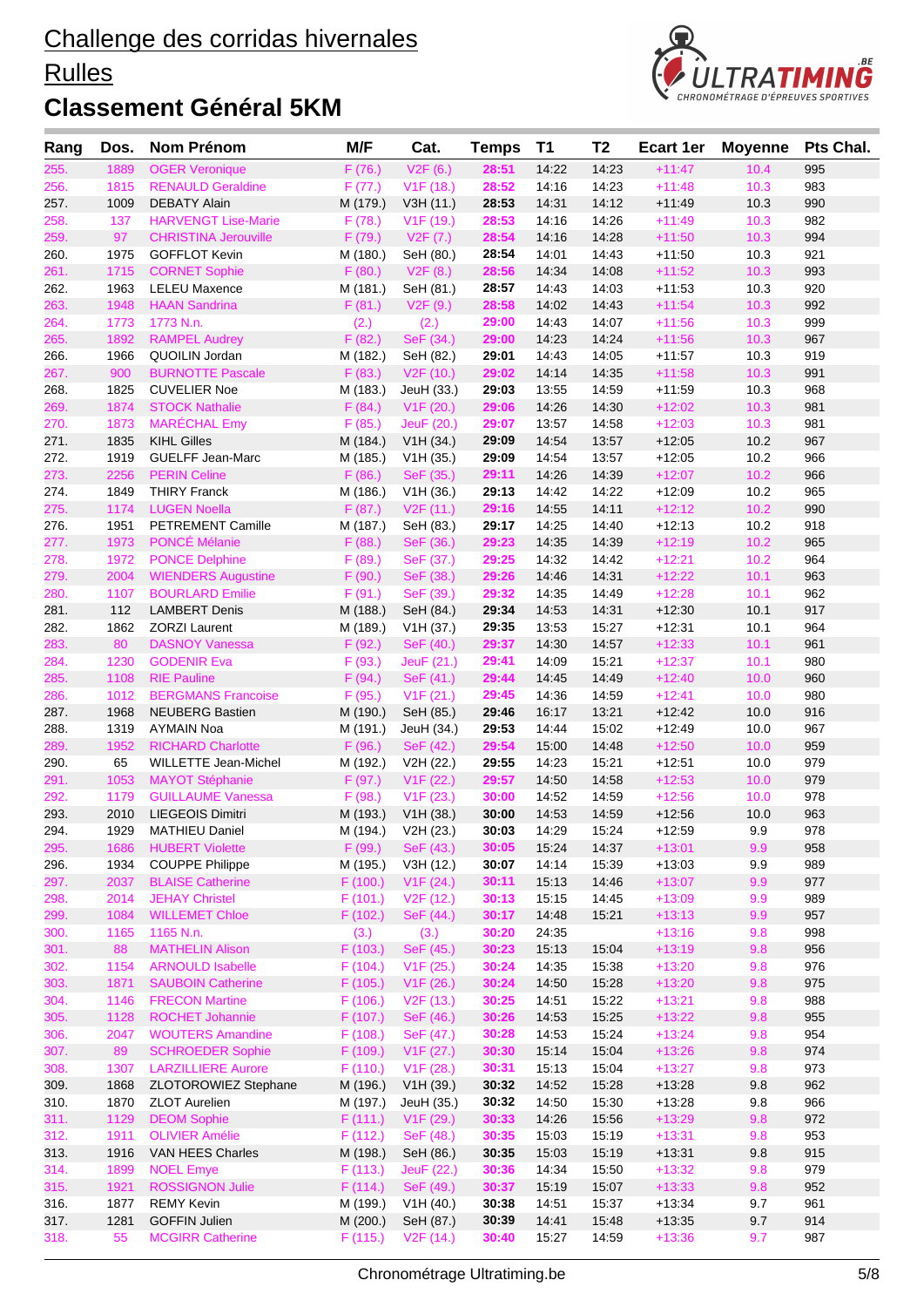# Challenge des corridas hivernales

# Rulles

## Classement Général 5KM

| Rang | Dos. | Nom Prénom | M/F | Cat. | Temps | T1 | T2 | Ecart 1er | Moyenne | Pts Chal. |
|---|---|---|---|---|---|---|---|---|---|---|
| 255. | 1889 | OGER Veronique | F (76.) | V2F (6.) | 28:51 | 14:22 | 14:23 | +11:47 | 10.4 | 995 |
| 256. | 1815 | RENAULD Geraldine | F (77.) | V1F (18.) | 28:52 | 14:16 | 14:23 | +11:48 | 10.3 | 983 |
| 257. | 1009 | DEBATY Alain | M (179.) | V3H (11.) | 28:53 | 14:31 | 14:12 | +11:49 | 10.3 | 990 |
| 258. | 137 | HARVENGT Lise-Marie | F (78.) | V1F (19.) | 28:53 | 14:16 | 14:26 | +11:49 | 10.3 | 982 |
| 259. | 97 | CHRISTINA Jerouville | F (79.) | V2F (7.) | 28:54 | 14:16 | 14:28 | +11:50 | 10.3 | 994 |
| 260. | 1975 | GOFFLOT Kevin | M (180.) | SeH (80.) | 28:54 | 14:01 | 14:43 | +11:50 | 10.3 | 921 |
| 261. | 1715 | CORNET Sophie | F (80.) | V2F (8.) | 28:56 | 14:34 | 14:08 | +11:52 | 10.3 | 993 |
| 262. | 1963 | LELEU Maxence | M (181.) | SeH (81.) | 28:57 | 14:43 | 14:03 | +11:53 | 10.3 | 920 |
| 263. | 1948 | HAAN Sandrina | F (81.) | V2F (9.) | 28:58 | 14:02 | 14:43 | +11:54 | 10.3 | 992 |
| 264. | 1773 | 1773 N.n. | (2.) | (2.) | 29:00 | 14:43 | 14:07 | +11:56 | 10.3 | 999 |
| 265. | 1892 | RAMPEL Audrey | F (82.) | SeF (34.) | 29:00 | 14:23 | 14:24 | +11:56 | 10.3 | 967 |
| 266. | 1966 | QUOILIN Jordan | M (182.) | SeH (82.) | 29:01 | 14:43 | 14:05 | +11:57 | 10.3 | 919 |
| 267. | 900 | BURNOTTE Pascale | F (83.) | V2F (10.) | 29:02 | 14:14 | 14:35 | +11:58 | 10.3 | 991 |
| 268. | 1825 | CUVELIER Noe | M (183.) | JeuH (33.) | 29:03 | 13:55 | 14:59 | +11:59 | 10.3 | 968 |
| 269. | 1874 | STOCK Nathalie | F (84.) | V1F (20.) | 29:06 | 14:26 | 14:30 | +12:02 | 10.3 | 981 |
| 270. | 1873 | MARÉCHAL Emy | F (85.) | JeuF (20.) | 29:07 | 13:57 | 14:58 | +12:03 | 10.3 | 981 |
| 271. | 1835 | KIHL Gilles | M (184.) | V1H (34.) | 29:09 | 14:54 | 13:57 | +12:05 | 10.2 | 967 |
| 272. | 1919 | GUELFF Jean-Marc | M (185.) | V1H (35.) | 29:09 | 14:54 | 13:57 | +12:05 | 10.2 | 966 |
| 273. | 2256 | PERIN Celine | F (86.) | SeF (35.) | 29:11 | 14:26 | 14:39 | +12:07 | 10.2 | 966 |
| 274. | 1849 | THIRY Franck | M (186.) | V1H (36.) | 29:13 | 14:42 | 14:22 | +12:09 | 10.2 | 965 |
| 275. | 1174 | LUGEN Noella | F (87.) | V2F (11.) | 29:16 | 14:55 | 14:11 | +12:12 | 10.2 | 990 |
| 276. | 1951 | PETREMENT Camille | M (187.) | SeH (83.) | 29:17 | 14:25 | 14:40 | +12:13 | 10.2 | 918 |
| 277. | 1973 | PONCÉ Mélanie | F (88.) | SeF (36.) | 29:23 | 14:35 | 14:39 | +12:19 | 10.2 | 965 |
| 278. | 1972 | PONCE Delphine | F (89.) | SeF (37.) | 29:25 | 14:32 | 14:42 | +12:21 | 10.2 | 964 |
| 279. | 2004 | WIENDERS Augustine | F (90.) | SeF (38.) | 29:26 | 14:46 | 14:31 | +12:22 | 10.1 | 963 |
| 280. | 1107 | BOURLARD Emilie | F (91.) | SeF (39.) | 29:32 | 14:35 | 14:49 | +12:28 | 10.1 | 962 |
| 281. | 112 | LAMBERT Denis | M (188.) | SeH (84.) | 29:34 | 14:53 | 14:31 | +12:30 | 10.1 | 917 |
| 282. | 1862 | ZORZI Laurent | M (189.) | V1H (37.) | 29:35 | 13:53 | 15:27 | +12:31 | 10.1 | 964 |
| 283. | 80 | DASNOY Vanessa | F (92.) | SeF (40.) | 29:37 | 14:30 | 14:57 | +12:33 | 10.1 | 961 |
| 284. | 1230 | GODENIR Eva | F (93.) | JeuF (21.) | 29:41 | 14:09 | 15:21 | +12:37 | 10.1 | 980 |
| 285. | 1108 | RIE Pauline | F (94.) | SeF (41.) | 29:44 | 14:45 | 14:49 | +12:40 | 10.0 | 960 |
| 286. | 1012 | BERGMANS Francoise | F (95.) | V1F (21.) | 29:45 | 14:36 | 14:59 | +12:41 | 10.0 | 980 |
| 287. | 1968 | NEUBERG Bastien | M (190.) | SeH (85.) | 29:46 | 16:17 | 13:21 | +12:42 | 10.0 | 916 |
| 288. | 1319 | AYMAIN Noa | M (191.) | JeuH (34.) | 29:53 | 14:44 | 15:02 | +12:49 | 10.0 | 967 |
| 289. | 1952 | RICHARD Charlotte | F (96.) | SeF (42.) | 29:54 | 15:00 | 14:48 | +12:50 | 10.0 | 959 |
| 290. | 65 | WILLETTE Jean-Michel | M (192.) | V2H (22.) | 29:55 | 14:23 | 15:21 | +12:51 | 10.0 | 979 |
| 291. | 1053 | MAYOT Stéphanie | F (97.) | V1F (22.) | 29:57 | 14:50 | 14:58 | +12:53 | 10.0 | 979 |
| 292. | 1179 | GUILLAUME Vanessa | F (98.) | V1F (23.) | 30:00 | 14:52 | 14:59 | +12:56 | 10.0 | 978 |
| 293. | 2010 | LIEGEOIS Dimitri | M (193.) | V1H (38.) | 30:00 | 14:53 | 14:59 | +12:56 | 10.0 | 963 |
| 294. | 1929 | MATHIEU Daniel | M (194.) | V2H (23.) | 30:03 | 14:29 | 15:24 | +12:59 | 9.9 | 978 |
| 295. | 1686 | HUBERT Violette | F (99.) | SeF (43.) | 30:05 | 15:24 | 14:37 | +13:01 | 9.9 | 958 |
| 296. | 1934 | COUPPE Philippe | M (195.) | V3H (12.) | 30:07 | 14:14 | 15:39 | +13:03 | 9.9 | 989 |
| 297. | 2037 | BLAISE Catherine | F (100.) | V1F (24.) | 30:11 | 15:13 | 14:46 | +13:07 | 9.9 | 977 |
| 298. | 2014 | JEHAY Christel | F (101.) | V2F (12.) | 30:13 | 15:15 | 14:45 | +13:09 | 9.9 | 989 |
| 299. | 1084 | WILLEMET Chloe | F (102.) | SeF (44.) | 30:17 | 14:48 | 15:21 | +13:13 | 9.9 | 957 |
| 300. | 1165 | 1165 N.n. | (3.) | (3.) | 30:20 | 24:35 | | +13:16 | 9.8 | 998 |
| 301. | 88 | MATHELIN Alison | F (103.) | SeF (45.) | 30:23 | 15:13 | 15:04 | +13:19 | 9.8 | 956 |
| 302. | 1154 | ARNOULD Isabelle | F (104.) | V1F (25.) | 30:24 | 14:35 | 15:38 | +13:20 | 9.8 | 976 |
| 303. | 1871 | SAUBOIN Catherine | F (105.) | V1F (26.) | 30:24 | 14:50 | 15:28 | +13:20 | 9.8 | 975 |
| 304. | 1146 | FRECON Martine | F (106.) | V2F (13.) | 30:25 | 14:51 | 15:22 | +13:21 | 9.8 | 988 |
| 305. | 1128 | ROCHET Johannie | F (107.) | SeF (46.) | 30:26 | 14:53 | 15:25 | +13:22 | 9.8 | 955 |
| 306. | 2047 | WOUTERS Amandine | F (108.) | SeF (47.) | 30:28 | 14:53 | 15:24 | +13:24 | 9.8 | 954 |
| 307. | 89 | SCHROEDER Sophie | F (109.) | V1F (27.) | 30:30 | 15:14 | 15:04 | +13:26 | 9.8 | 974 |
| 308. | 1307 | LARZILLIERE Aurore | F (110.) | V1F (28.) | 30:31 | 15:13 | 15:04 | +13:27 | 9.8 | 973 |
| 309. | 1868 | ZLOTOROWIEZ Stephane | M (196.) | V1H (39.) | 30:32 | 14:52 | 15:28 | +13:28 | 9.8 | 962 |
| 310. | 1870 | ZLOT Aurelien | M (197.) | JeuH (35.) | 30:32 | 14:50 | 15:30 | +13:28 | 9.8 | 966 |
| 311. | 1129 | DEOM Sophie | F (111.) | V1F (29.) | 30:33 | 14:26 | 15:56 | +13:29 | 9.8 | 972 |
| 312. | 1911 | OLIVIER Amélie | F (112.) | SeF (48.) | 30:35 | 15:03 | 15:19 | +13:31 | 9.8 | 953 |
| 313. | 1916 | VAN HEES Charles | M (198.) | SeH (86.) | 30:35 | 15:03 | 15:19 | +13:31 | 9.8 | 915 |
| 314. | 1899 | NOEL Emye | F (113.) | JeuF (22.) | 30:36 | 14:34 | 15:50 | +13:32 | 9.8 | 979 |
| 315. | 1921 | ROSSIGNON Julie | F (114.) | SeF (49.) | 30:37 | 15:19 | 15:07 | +13:33 | 9.8 | 952 |
| 316. | 1877 | REMY Kevin | M (199.) | V1H (40.) | 30:38 | 14:51 | 15:37 | +13:34 | 9.7 | 961 |
| 317. | 1281 | GOFFIN Julien | M (200.) | SeH (87.) | 30:39 | 14:41 | 15:48 | +13:35 | 9.7 | 914 |
| 318. | 55 | MCGIRR Catherine | F (115.) | V2F (14.) | 30:40 | 15:27 | 14:59 | +13:36 | 9.7 | 987 |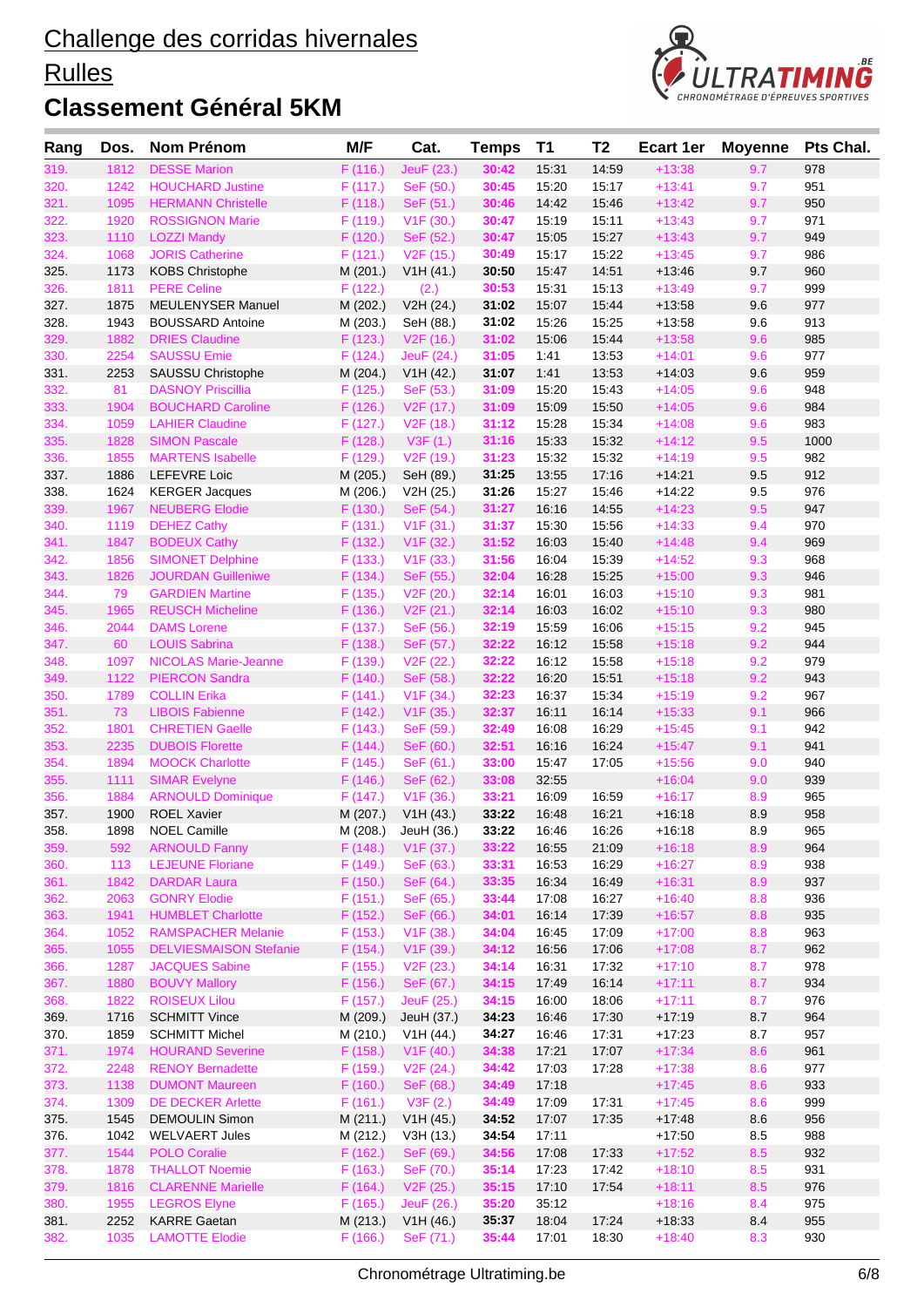# Challenge des corridas hivernales

## Rulles

## Classement Général 5KM

| Rang | Dos. | Nom Prénom | M/F | Cat. | Temps | T1 | T2 | Ecart 1er | Moyenne | Pts Chal. |
|---|---|---|---|---|---|---|---|---|---|---|
| 319. | 1812 | DESSE Marion | F (116.) | JeuF (23.) | 30:42 | 15:31 | 14:59 | +13:38 | 9.7 | 978 |
| 320. | 1242 | HOUCHARD Justine | F (117.) | SeF (50.) | 30:45 | 15:20 | 15:17 | +13:41 | 9.7 | 951 |
| 321. | 1095 | HERMANN Christelle | F (118.) | SeF (51.) | 30:46 | 14:42 | 15:46 | +13:42 | 9.7 | 950 |
| 322. | 1920 | ROSSIGNON Marie | F (119.) | V1F (30.) | 30:47 | 15:19 | 15:11 | +13:43 | 9.7 | 971 |
| 323. | 1110 | LOZZI Mandy | F (120.) | SeF (52.) | 30:47 | 15:05 | 15:27 | +13:43 | 9.7 | 949 |
| 324. | 1068 | JORIS Catherine | F (121.) | V2F (15.) | 30:49 | 15:17 | 15:22 | +13:45 | 9.7 | 986 |
| 325. | 1173 | KOBS Christophe | M (201.) | V1H (41.) | 30:50 | 15:47 | 14:51 | +13:46 | 9.7 | 960 |
| 326. | 1811 | PERE Celine | F (122.) | (2.) | 30:53 | 15:31 | 15:13 | +13:49 | 9.7 | 999 |
| 327. | 1875 | MEULENYSER Manuel | M (202.) | V2H (24.) | 31:02 | 15:07 | 15:44 | +13:58 | 9.6 | 977 |
| 328. | 1943 | BOUSSARD Antoine | M (203.) | SeH (88.) | 31:02 | 15:26 | 15:25 | +13:58 | 9.6 | 913 |
| 329. | 1882 | DRIES Claudine | F (123.) | V2F (16.) | 31:02 | 15:06 | 15:44 | +13:58 | 9.6 | 985 |
| 330. | 2254 | SAUSSU Emie | F (124.) | JeuF (24.) | 31:05 | 1:41 | 13:53 | +14:01 | 9.6 | 977 |
| 331. | 2253 | SAUSSU Christophe | M (204.) | V1H (42.) | 31:07 | 1:41 | 13:53 | +14:03 | 9.6 | 959 |
| 332. | 81 | DASNOY Priscillia | F (125.) | SeF (53.) | 31:09 | 15:20 | 15:43 | +14:05 | 9.6 | 948 |
| 333. | 1904 | BOUCHARD Caroline | F (126.) | V2F (17.) | 31:09 | 15:09 | 15:50 | +14:05 | 9.6 | 984 |
| 334. | 1059 | LAHIER Claudine | F (127.) | V2F (18.) | 31:12 | 15:28 | 15:34 | +14:08 | 9.6 | 983 |
| 335. | 1828 | SIMON Pascale | F (128.) | V3F (1.) | 31:16 | 15:33 | 15:32 | +14:12 | 9.5 | 1000 |
| 336. | 1855 | MARTENS Isabelle | F (129.) | V2F (19.) | 31:23 | 15:32 | 15:32 | +14:19 | 9.5 | 982 |
| 337. | 1886 | LEFEVRE Loic | M (205.) | SeH (89.) | 31:25 | 13:55 | 17:16 | +14:21 | 9.5 | 912 |
| 338. | 1624 | KERGER Jacques | M (206.) | V2H (25.) | 31:26 | 15:27 | 15:46 | +14:22 | 9.5 | 976 |
| 339. | 1967 | NEUBERG Elodie | F (130.) | SeF (54.) | 31:27 | 16:16 | 14:55 | +14:23 | 9.5 | 947 |
| 340. | 1119 | DEHEZ Cathy | F (131.) | V1F (31.) | 31:37 | 15:30 | 15:56 | +14:33 | 9.4 | 970 |
| 341. | 1847 | BODEUX Cathy | F (132.) | V1F (32.) | 31:52 | 16:03 | 15:40 | +14:48 | 9.4 | 969 |
| 342. | 1856 | SIMONET Delphine | F (133.) | V1F (33.) | 31:56 | 16:04 | 15:39 | +14:52 | 9.3 | 968 |
| 343. | 1826 | JOURDAN Guilleniwe | F (134.) | SeF (55.) | 32:04 | 16:28 | 15:25 | +15:00 | 9.3 | 946 |
| 344. | 79 | GARDIEN Martine | F (135.) | V2F (20.) | 32:14 | 16:01 | 16:03 | +15:10 | 9.3 | 981 |
| 345. | 1965 | REUSCH Micheline | F (136.) | V2F (21.) | 32:14 | 16:03 | 16:02 | +15:10 | 9.3 | 980 |
| 346. | 2044 | DAMS Lorene | F (137.) | SeF (56.) | 32:19 | 15:59 | 16:06 | +15:15 | 9.2 | 945 |
| 347. | 60 | LOUIS Sabrina | F (138.) | SeF (57.) | 32:22 | 16:12 | 15:58 | +15:18 | 9.2 | 944 |
| 348. | 1097 | NICOLAS Marie-Jeanne | F (139.) | V2F (22.) | 32:22 | 16:12 | 15:58 | +15:18 | 9.2 | 979 |
| 349. | 1122 | PIERCON Sandra | F (140.) | SeF (58.) | 32:22 | 16:20 | 15:51 | +15:18 | 9.2 | 943 |
| 350. | 1789 | COLLIN Erika | F (141.) | V1F (34.) | 32:23 | 16:37 | 15:34 | +15:19 | 9.2 | 967 |
| 351. | 73 | LIBOIS Fabienne | F (142.) | V1F (35.) | 32:37 | 16:11 | 16:14 | +15:33 | 9.1 | 966 |
| 352. | 1801 | CHRETIEN Gaelle | F (143.) | SeF (59.) | 32:49 | 16:08 | 16:29 | +15:45 | 9.1 | 942 |
| 353. | 2235 | DUBOIS Florette | F (144.) | SeF (60.) | 32:51 | 16:16 | 16:24 | +15:47 | 9.1 | 941 |
| 354. | 1894 | MOOCK Charlotte | F (145.) | SeF (61.) | 33:00 | 15:47 | 17:05 | +15:56 | 9.0 | 940 |
| 355. | 1111 | SIMAR Evelyne | F (146.) | SeF (62.) | 33:08 | 32:55 | | +16:04 | 9.0 | 939 |
| 356. | 1884 | ARNOULD Dominique | F (147.) | V1F (36.) | 33:21 | 16:09 | 16:59 | +16:17 | 8.9 | 965 |
| 357. | 1900 | ROEL Xavier | M (207.) | V1H (43.) | 33:22 | 16:48 | 16:21 | +16:18 | 8.9 | 958 |
| 358. | 1898 | NOEL Camille | M (208.) | JeuH (36.) | 33:22 | 16:46 | 16:26 | +16:18 | 8.9 | 965 |
| 359. | 592 | ARNOULD Fanny | F (148.) | V1F (37.) | 33:22 | 16:55 | 21:09 | +16:18 | 8.9 | 964 |
| 360. | 113 | LEJEUNE Floriane | F (149.) | SeF (63.) | 33:31 | 16:53 | 16:29 | +16:27 | 8.9 | 938 |
| 361. | 1842 | DARDAR Laura | F (150.) | SeF (64.) | 33:35 | 16:34 | 16:49 | +16:31 | 8.9 | 937 |
| 362. | 2063 | GONRY Elodie | F (151.) | SeF (65.) | 33:44 | 17:08 | 16:27 | +16:40 | 8.8 | 936 |
| 363. | 1941 | HUMBLET Charlotte | F (152.) | SeF (66.) | 34:01 | 16:14 | 17:39 | +16:57 | 8.8 | 935 |
| 364. | 1052 | RAMSPACHER Melanie | F (153.) | V1F (38.) | 34:04 | 16:45 | 17:09 | +17:00 | 8.8 | 963 |
| 365. | 1055 | DELVIESMAISON Stefanie | F (154.) | V1F (39.) | 34:12 | 16:56 | 17:06 | +17:08 | 8.7 | 962 |
| 366. | 1287 | JACQUES Sabine | F (155.) | V2F (23.) | 34:14 | 16:31 | 17:32 | +17:10 | 8.7 | 978 |
| 367. | 1880 | BOUVY Mallory | F (156.) | SeF (67.) | 34:15 | 17:49 | 16:14 | +17:11 | 8.7 | 934 |
| 368. | 1822 | ROISEUX Lilou | F (157.) | JeuF (25.) | 34:15 | 16:00 | 18:06 | +17:11 | 8.7 | 976 |
| 369. | 1716 | SCHMITT Vince | M (209.) | JeuH (37.) | 34:23 | 16:46 | 17:30 | +17:19 | 8.7 | 964 |
| 370. | 1859 | SCHMITT Michel | M (210.) | V1H (44.) | 34:27 | 16:46 | 17:31 | +17:23 | 8.7 | 957 |
| 371. | 1974 | HOURAND Severine | F (158.) | V1F (40.) | 34:38 | 17:21 | 17:07 | +17:34 | 8.6 | 961 |
| 372. | 2248 | RENOY Bernadette | F (159.) | V2F (24.) | 34:42 | 17:03 | 17:28 | +17:38 | 8.6 | 977 |
| 373. | 1138 | DUMONT Maureen | F (160.) | SeF (68.) | 34:49 | 17:18 | | +17:45 | 8.6 | 933 |
| 374. | 1309 | DE DECKER Arlette | F (161.) | V3F (2.) | 34:49 | 17:09 | 17:31 | +17:45 | 8.6 | 999 |
| 375. | 1545 | DEMOULIN Simon | M (211.) | V1H (45.) | 34:52 | 17:07 | 17:35 | +17:48 | 8.6 | 956 |
| 376. | 1042 | WELVAERT Jules | M (212.) | V3H (13.) | 34:54 | 17:11 | | +17:50 | 8.5 | 988 |
| 377. | 1544 | POLO Coralie | F (162.) | SeF (69.) | 34:56 | 17:08 | 17:33 | +17:52 | 8.5 | 932 |
| 378. | 1878 | THALLOT Noemie | F (163.) | SeF (70.) | 35:14 | 17:23 | 17:42 | +18:10 | 8.5 | 931 |
| 379. | 1816 | CLARENNE Marielle | F (164.) | V2F (25.) | 35:15 | 17:10 | 17:54 | +18:11 | 8.5 | 976 |
| 380. | 1955 | LEGROS Elyne | F (165.) | JeuF (26.) | 35:20 | 35:12 | | +18:16 | 8.4 | 975 |
| 381. | 2252 | KARRE Gaetan | M (213.) | V1H (46.) | 35:37 | 18:04 | 17:24 | +18:33 | 8.4 | 955 |
| 382. | 1035 | LAMOTTE Elodie | F (166.) | SeF (71.) | 35:44 | 17:01 | 18:30 | +18:40 | 8.3 | 930 |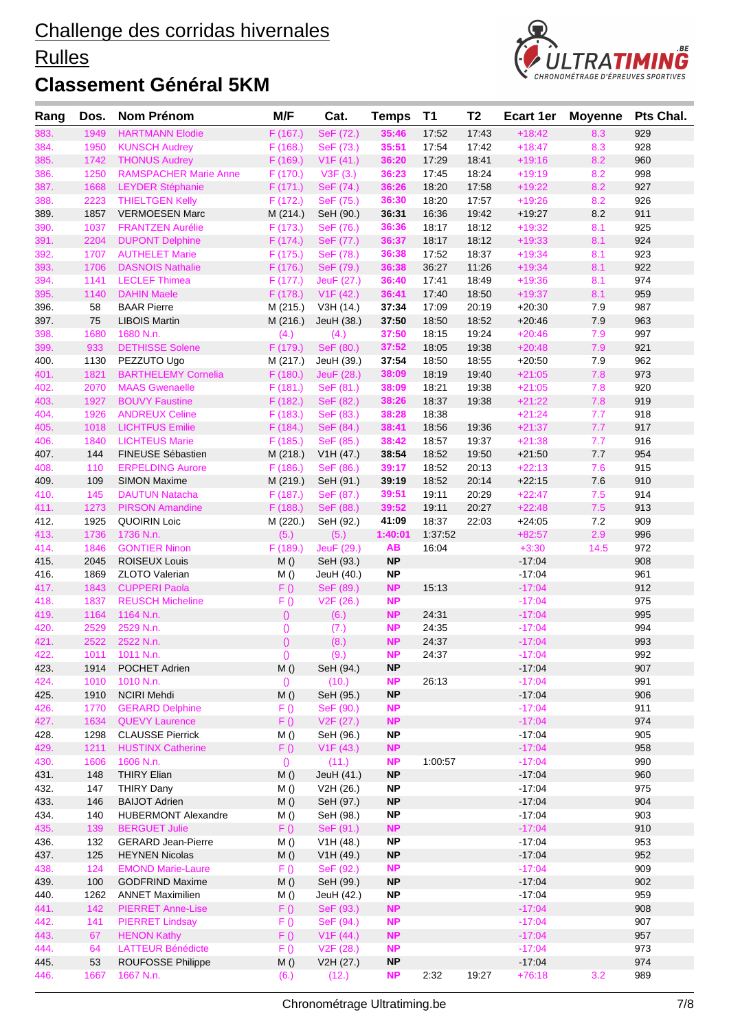# Challenge des corridas hivernales

## Rulles

## Classement Général 5KM

| Rang | Dos. | Nom Prénom | M/F | Cat. | Temps | T1 | T2 | Ecart 1er | Moyenne | Pts Chal. |
|---|---|---|---|---|---|---|---|---|---|---|
| 383. | 1949 | HARTMANN Elodie | F (167.) | SeF (72.) | **35:46** | 17:52 | 17:43 | +18:42 | 8.3 | 929 |
| 384. | 1950 | KUNSCH Audrey | F (168.) | SeF (73.) | **35:51** | 17:54 | 17:42 | +18:47 | 8.3 | 928 |
| 385. | 1742 | THONUS Audrey | F (169.) | V1F (41.) | **36:20** | 17:29 | 18:41 | +19:16 | 8.2 | 960 |
| 386. | 1250 | RAMSPACHER Marie Anne | F (170.) | V3F (3.) | **36:23** | 17:45 | 18:24 | +19:19 | 8.2 | 998 |
| 387. | 1668 | LEYDER Stéphanie | F (171.) | SeF (74.) | **36:26** | 18:20 | 17:58 | +19:22 | 8.2 | 927 |
| 388. | 2223 | THIELTGEN Kelly | F (172.) | SeF (75.) | **36:30** | 18:20 | 17:57 | +19:26 | 8.2 | 926 |
| 389. | 1857 | VERMOESEN Marc | M (214.) | SeH (90.) | **36:31** | 16:36 | 19:42 | +19:27 | 8.2 | 911 |
| 390. | 1037 | FRANTZEN Aurélie | F (173.) | SeF (76.) | **36:36** | 18:17 | 18:12 | +19:32 | 8.1 | 925 |
| 391. | 2204 | DUPONT Delphine | F (174.) | SeF (77.) | **36:37** | 18:17 | 18:12 | +19:33 | 8.1 | 924 |
| 392. | 1707 | AUTHELET Marie | F (175.) | SeF (78.) | **36:38** | 17:52 | 18:37 | +19:34 | 8.1 | 923 |
| 393. | 1706 | DASNOIS Nathalie | F (176.) | SeF (79.) | **36:38** | 36:27 | 11:26 | +19:34 | 8.1 | 922 |
| 394. | 1141 | LECLEF Thimea | F (177.) | JeuF (27.) | **36:40** | 17:41 | 18:49 | +19:36 | 8.1 | 974 |
| 395. | 1140 | DAHIN Maele | F (178.) | V1F (42.) | **36:41** | 17:40 | 18:50 | +19:37 | 8.1 | 959 |
| 396. | 58 | BAAR Pierre | M (215.) | V3H (14.) | **37:34** | 17:09 | 20:19 | +20:30 | 7.9 | 987 |
| 397. | 75 | LIBOIS Martin | M (216.) | JeuH (38.) | **37:50** | 18:50 | 18:52 | +20:46 | 7.9 | 963 |
| 398. | 1680 | 1680 N.n. | (4.) | (4.) | **37:50** | 18:15 | 19:24 | +20:46 | 7.9 | 997 |
| 399. | 933 | DETHISSE Solene | F (179.) | SeF (80.) | **37:52** | 18:05 | 19:38 | +20:48 | 7.9 | 921 |
| 400. | 1130 | PEZZUTO Ugo | M (217.) | JeuH (39.) | **37:54** | 18:50 | 18:55 | +20:50 | 7.9 | 962 |
| 401. | 1821 | BARTHELEMY Cornelia | F (180.) | JeuF (28.) | **38:09** | 18:19 | 19:40 | +21:05 | 7.8 | 973 |
| 402. | 2070 | MAAS Gwenaelle | F (181.) | SeF (81.) | **38:09** | 18:21 | 19:38 | +21:05 | 7.8 | 920 |
| 403. | 1927 | BOUVY Faustine | F (182.) | SeF (82.) | **38:26** | 18:37 | 19:38 | +21:22 | 7.8 | 919 |
| 404. | 1926 | ANDREUX Celine | F (183.) | SeF (83.) | **38:28** | 18:38 | | +21:24 | 7.7 | 918 |
| 405. | 1018 | LICHTFUS Emilie | F (184.) | SeF (84.) | **38:41** | 18:56 | 19:36 | +21:37 | 7.7 | 917 |
| 406. | 1840 | LICHTEUS Marie | F (185.) | SeF (85.) | **38:42** | 18:57 | 19:37 | +21:38 | 7.7 | 916 |
| 407. | 144 | FINEUSE Sébastien | M (218.) | V1H (47.) | **38:54** | 18:52 | 19:50 | +21:50 | 7.7 | 954 |
| 408. | 110 | ERPELDING Aurore | F (186.) | SeF (86.) | **39:17** | 18:52 | 20:13 | +22:13 | 7.6 | 915 |
| 409. | 109 | SIMON Maxime | M (219.) | SeH (91.) | **39:19** | 18:52 | 20:14 | +22:15 | 7.6 | 910 |
| 410. | 145 | DAUTUN Natacha | F (187.) | SeF (87.) | **39:51** | 19:11 | 20:29 | +22:47 | 7.5 | 914 |
| 411. | 1273 | PIRSON Amandine | F (188.) | SeF (88.) | **39:52** | 19:11 | 20:27 | +22:48 | 7.5 | 913 |
| 412. | 1925 | QUOIRIN Loic | M (220.) | SeH (92.) | **41:09** | 18:37 | 22:03 | +24:05 | 7.2 | 909 |
| 413. | 1736 | 1736 N.n. | (5.) | (5.) | **1:40:01** | 1:37:52 | | +82:57 | 2.9 | 996 |
| 414. | 1846 | GONTIER Ninon | F (189.) | JeuF (29.) | **AB** | 16:04 | | +3:30 | 14.5 | 972 |
| 415. | 2045 | ROISEUX Louis | M () | SeH (93.) | **NP** | | | -17:04 | | 908 |
| 416. | 1869 | ZLOTO Valerian | M () | JeuH (40.) | **NP** | | | -17:04 | | 961 |
| 417. | 1843 | CUPPERI Paola | F () | SeF (89.) | **NP** | 15:13 | | -17:04 | | 912 |
| 418. | 1837 | REUSCH Micheline | F () | V2F (26.) | **NP** | | | -17:04 | | 975 |
| 419. | 1164 | 1164 N.n. | () | (6.) | **NP** | 24:31 | | -17:04 | | 995 |
| 420. | 2529 | 2529 N.n. | () | (7.) | **NP** | 24:35 | | -17:04 | | 994 |
| 421. | 2522 | 2522 N.n. | () | (8.) | **NP** | 24:37 | | -17:04 | | 993 |
| 422. | 1011 | 1011 N.n. | () | (9.) | **NP** | 24:37 | | -17:04 | | 992 |
| 423. | 1914 | POCHET Adrien | M () | SeH (94.) | **NP** | | | -17:04 | | 907 |
| 424. | 1010 | 1010 N.n. | () | (10.) | **NP** | 26:13 | | -17:04 | | 991 |
| 425. | 1910 | NCIRI Mehdi | M () | SeH (95.) | **NP** | | | -17:04 | | 906 |
| 426. | 1770 | GERARD Delphine | F () | SeF (90.) | **NP** | | | -17:04 | | 911 |
| 427. | 1634 | QUEVY Laurence | F () | V2F (27.) | **NP** | | | -17:04 | | 974 |
| 428. | 1298 | CLAUSSE Pierrick | M () | SeH (96.) | **NP** | | | -17:04 | | 905 |
| 429. | 1211 | HUSTINX Catherine | F () | V1F (43.) | **NP** | | | -17:04 | | 958 |
| 430. | 1606 | 1606 N.n. | () | (11.) | **NP** | 1:00:57 | | -17:04 | | 990 |
| 431. | 148 | THIRY Elian | M () | JeuH (41.) | **NP** | | | -17:04 | | 960 |
| 432. | 147 | THIRY Dany | M () | V2H (26.) | **NP** | | | -17:04 | | 975 |
| 433. | 146 | BAIJOT Adrien | M () | SeH (97.) | **NP** | | | -17:04 | | 904 |
| 434. | 140 | HUBERMONT Alexandre | M () | SeH (98.) | **NP** | | | -17:04 | | 903 |
| 435. | 139 | BERGUET Julie | F () | SeF (91.) | **NP** | | | -17:04 | | 910 |
| 436. | 132 | GERARD Jean-Pierre | M () | V1H (48.) | **NP** | | | -17:04 | | 953 |
| 437. | 125 | HEYNEN Nicolas | M () | V1H (49.) | **NP** | | | -17:04 | | 952 |
| 438. | 124 | EMOND Marie-Laure | F () | SeF (92.) | **NP** | | | -17:04 | | 909 |
| 439. | 100 | GODFRIND Maxime | M () | SeH (99.) | **NP** | | | -17:04 | | 902 |
| 440. | 1262 | ANNET Maximilien | M () | JeuH (42.) | **NP** | | | -17:04 | | 959 |
| 441. | 142 | PIERRET Anne-Lise | F () | SeF (93.) | **NP** | | | -17:04 | | 908 |
| 442. | 141 | PIERRET Lindsay | F () | SeF (94.) | **NP** | | | -17:04 | | 907 |
| 443. | 67 | HENON Kathy | F () | V1F (44.) | **NP** | | | -17:04 | | 957 |
| 444. | 64 | LATTEUR Bénédicte | F () | V2F (28.) | **NP** | | | -17:04 | | 973 |
| 445. | 53 | ROUFOSSE Philippe | M () | V2H (27.) | **NP** | | | -17:04 | | 974 |
| 446. | 1667 | 1667 N.n. | (6.) | (12.) | **NP** | 2:32 | 19:27 | +76:18 | 3.2 | 989 |

Chronométrage Ultratiming.be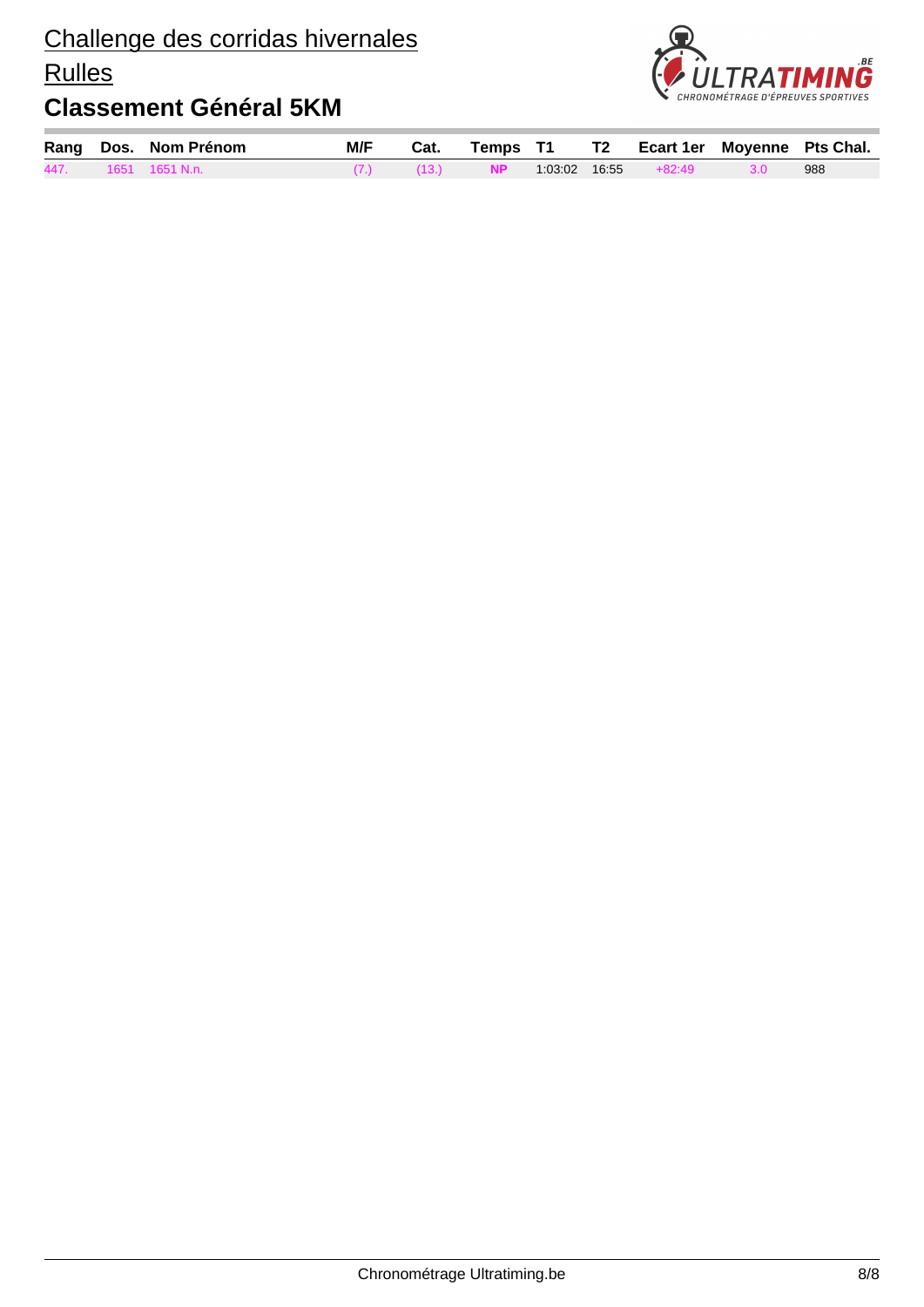Challenge des corridas hivernales

Rulles

## Classement Général 5KM

| Rang | Dos. | Nom Prénom | M/F | Cat. | Temps | T1 | T2 | Ecart 1er | Moyenne | Pts Chal. |
|---|---|---|---|---|---|---|---|---|---|---|
| 447. | 1651 | 1651 N.n. | (7.) | (13.) | NP | 1:03:02 | 16:55 | +82:49 | 3.0 | 988 |

Chronométrage Ultratiming.be